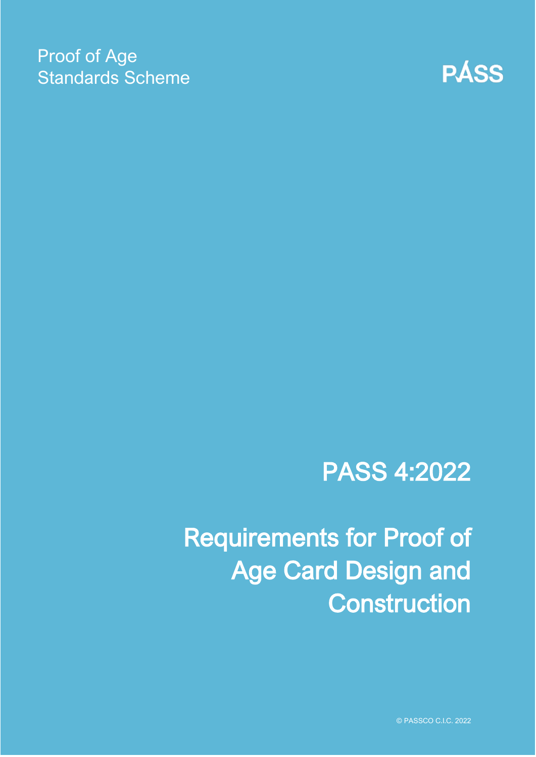Proof of Age
Standards Scheme

PÁSS

# PASS 4:2022

# Requirements for Proof of Age Card Design and Construction

© PASSCO C.I.C. 2022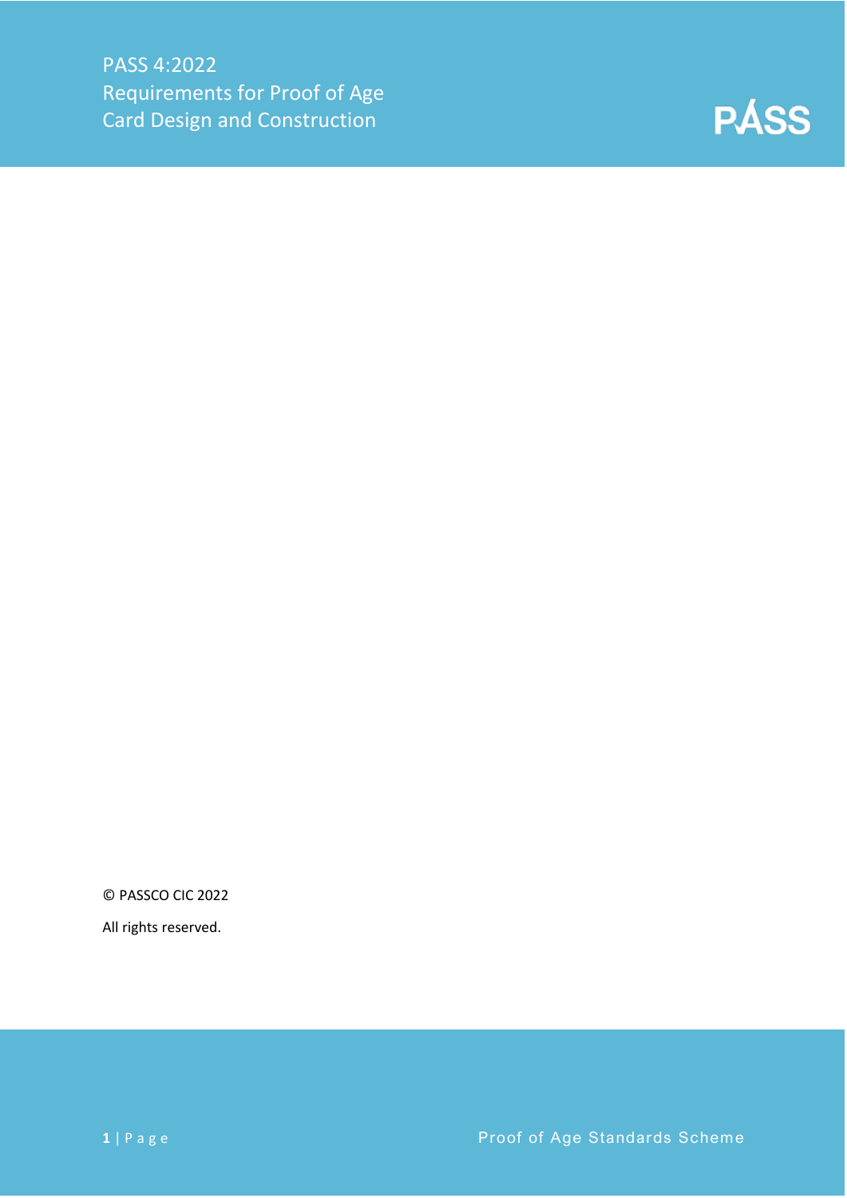PASS 4:2022
Requirements for Proof of Age
Card Design and Construction

© PASSCO CIC 2022

All rights reserved.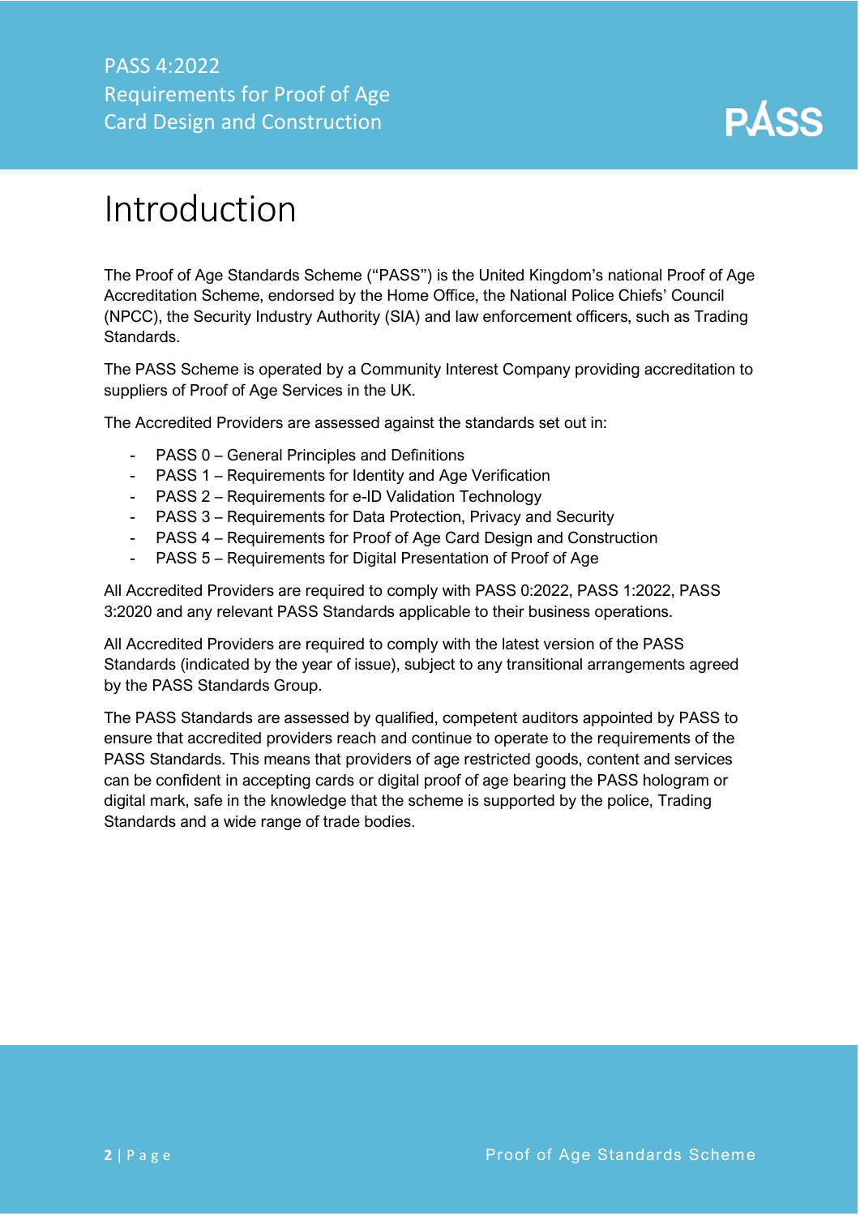# Introduction

The Proof of Age Standards Scheme ("PASS") is the United Kingdom's national Proof of Age Accreditation Scheme, endorsed by the Home Office, the National Police Chiefs' Council (NPCC), the Security Industry Authority (SIA) and law enforcement officers, such as Trading Standards.

The PASS Scheme is operated by a Community Interest Company providing accreditation to suppliers of Proof of Age Services in the UK.

The Accredited Providers are assessed against the standards set out in:

- PASS 0 – General Principles and Definitions
- PASS 1 – Requirements for Identity and Age Verification
- PASS 2 – Requirements for e-ID Validation Technology
- PASS 3 – Requirements for Data Protection, Privacy and Security
- PASS 4 – Requirements for Proof of Age Card Design and Construction
- PASS 5 – Requirements for Digital Presentation of Proof of Age

All Accredited Providers are required to comply with PASS 0:2022, PASS 1:2022, PASS 3:2020 and any relevant PASS Standards applicable to their business operations.

All Accredited Providers are required to comply with the latest version of the PASS Standards (indicated by the year of issue), subject to any transitional arrangements agreed by the PASS Standards Group.

The PASS Standards are assessed by qualified, competent auditors appointed by PASS to ensure that accredited providers reach and continue to operate to the requirements of the PASS Standards. This means that providers of age restricted goods, content and services can be confident in accepting cards or digital proof of age bearing the PASS hologram or digital mark, safe in the knowledge that the scheme is supported by the police, Trading Standards and a wide range of trade bodies.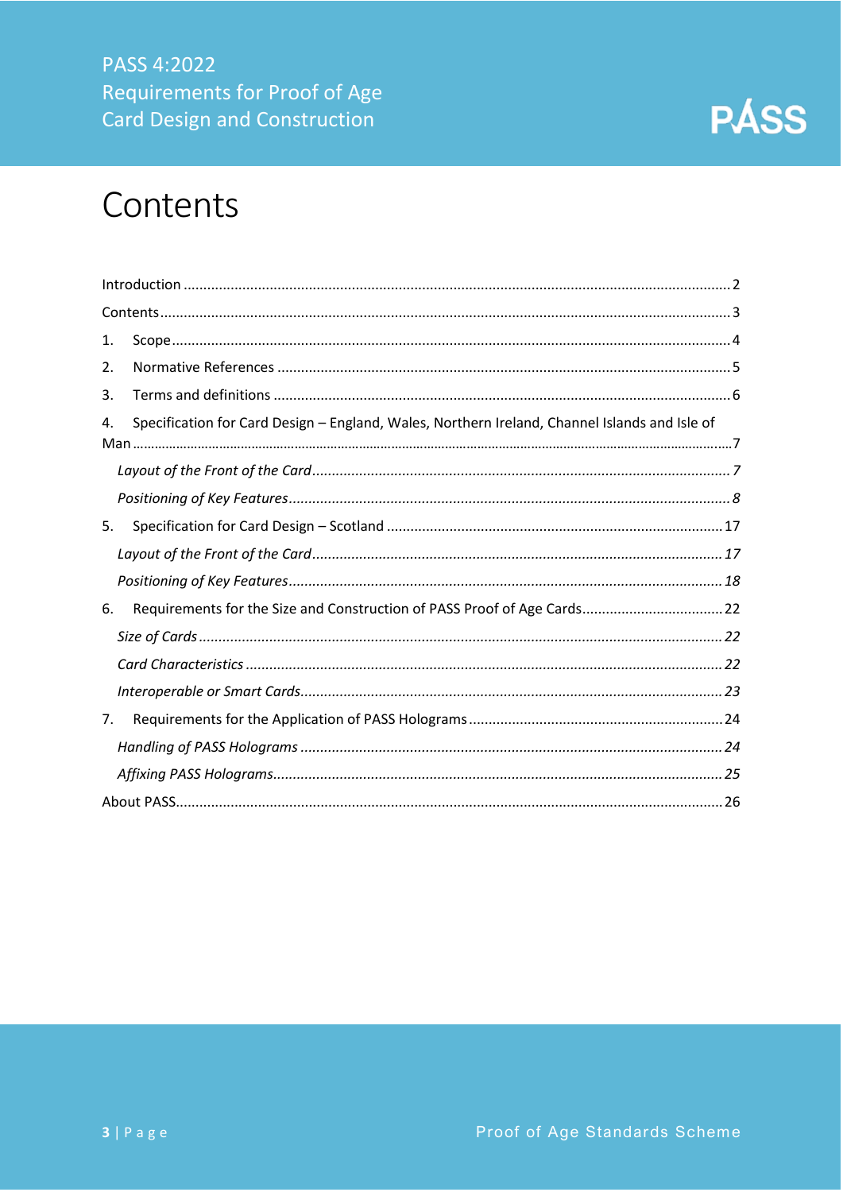# Contents

Introduction ........ 2

Contents ........ 3

1. Scope ........ 4
2. Normative References ........ 5
3. Terms and definitions ........ 6
4. Specification for Card Design – England, Wales, Northern Ireland, Channel Islands and Isle of Man ........ 7
   - *Layout of the Front of the Card ........ 7*
   - *Positioning of Key Features ........ 8*
5. Specification for Card Design – Scotland ........ 17
   - *Layout of the Front of the Card ........ 17*
   - *Positioning of Key Features ........ 18*
6. Requirements for the Size and Construction of PASS Proof of Age Cards ........ 22
   - *Size of Cards ........ 22*
   - *Card Characteristics ........ 22*
   - *Interoperable or Smart Cards ........ 23*
7. Requirements for the Application of PASS Holograms ........ 24
   - *Handling of PASS Holograms ........ 24*
   - *Affixing PASS Holograms ........ 25*

About PASS ........ 26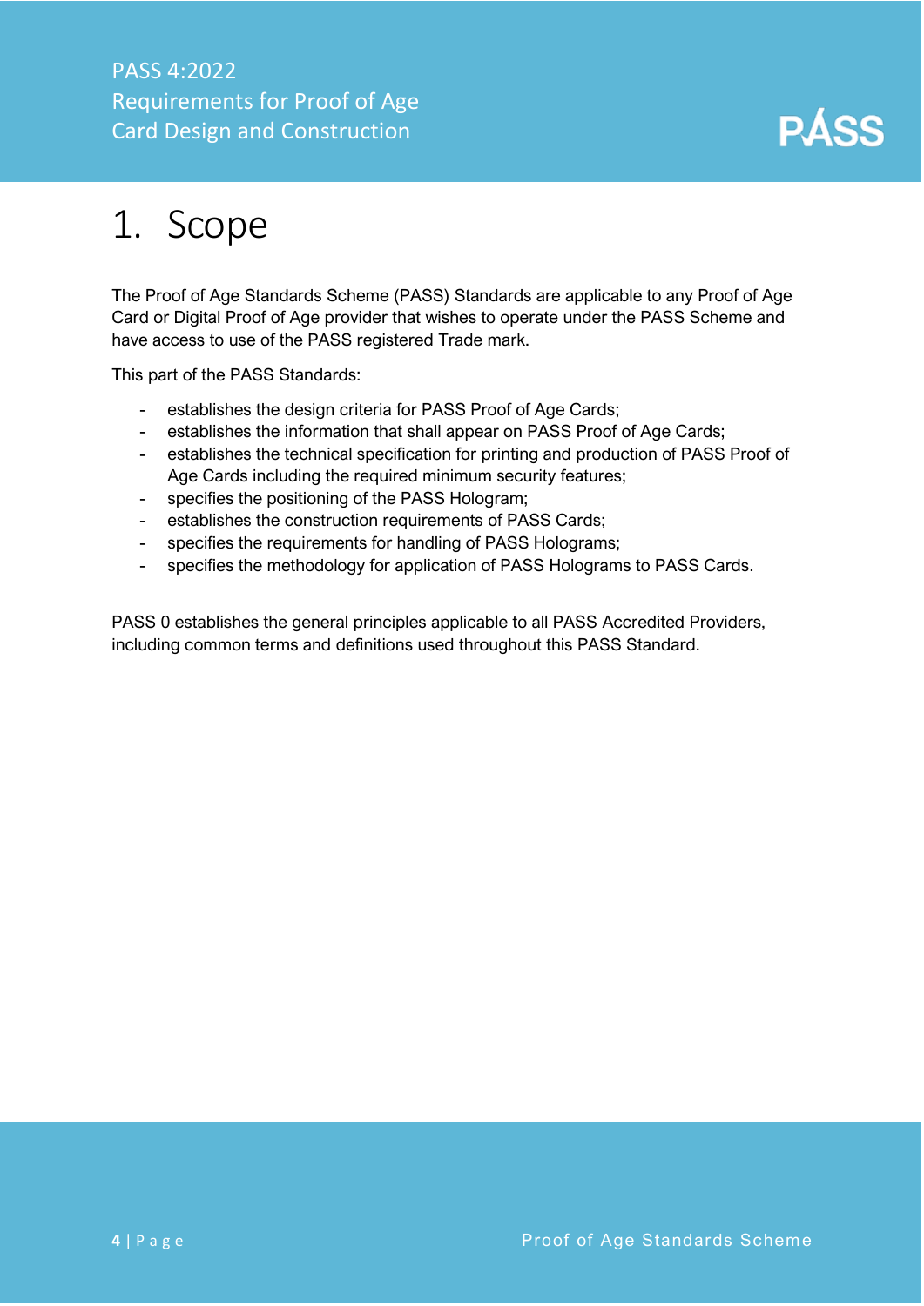# 1. Scope

The Proof of Age Standards Scheme (PASS) Standards are applicable to any Proof of Age Card or Digital Proof of Age provider that wishes to operate under the PASS Scheme and have access to use of the PASS registered Trade mark.

This part of the PASS Standards:

- establishes the design criteria for PASS Proof of Age Cards;
- establishes the information that shall appear on PASS Proof of Age Cards;
- establishes the technical specification for printing and production of PASS Proof of Age Cards including the required minimum security features;
- specifies the positioning of the PASS Hologram;
- establishes the construction requirements of PASS Cards;
- specifies the requirements for handling of PASS Holograms;
- specifies the methodology for application of PASS Holograms to PASS Cards.

PASS 0 establishes the general principles applicable to all PASS Accredited Providers, including common terms and definitions used throughout this PASS Standard.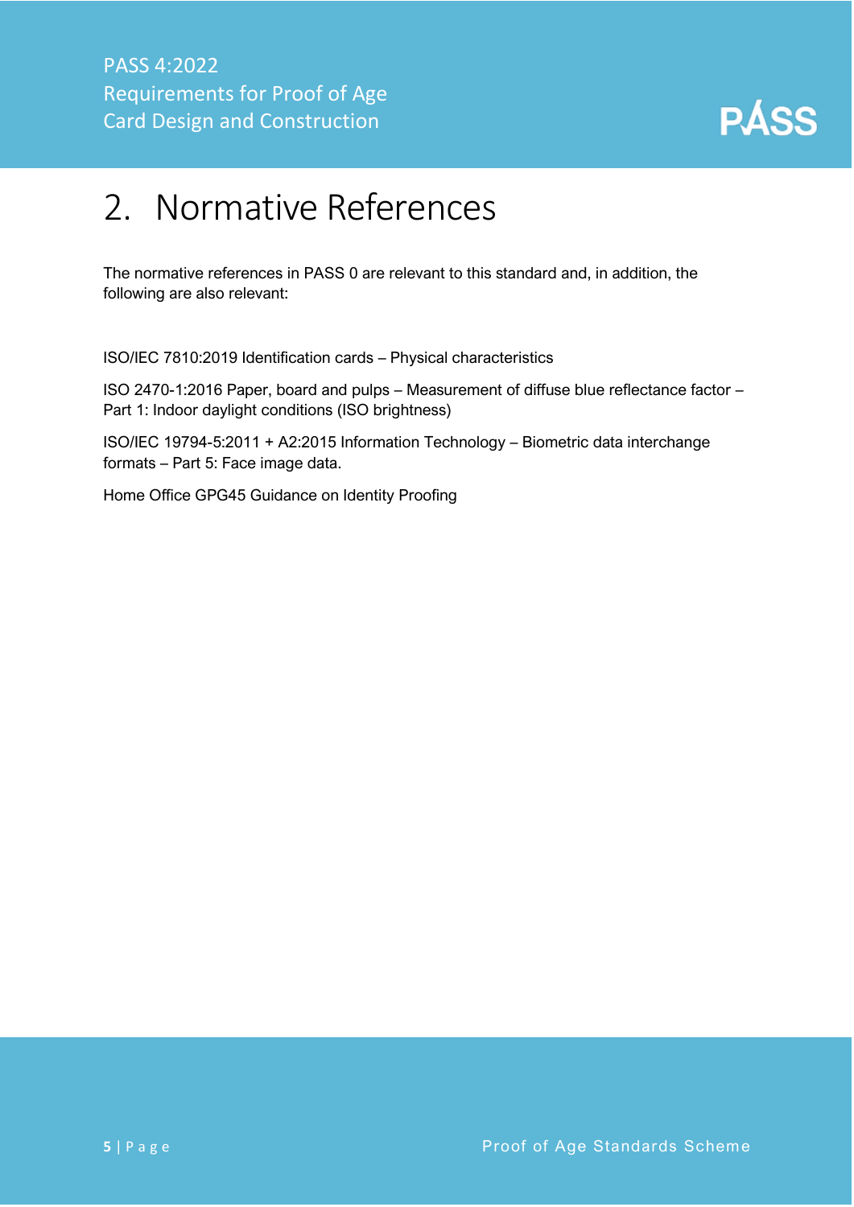# 2. Normative References

The normative references in PASS 0 are relevant to this standard and, in addition, the following are also relevant:

ISO/IEC 7810:2019 Identification cards – Physical characteristics

ISO 2470-1:2016 Paper, board and pulps – Measurement of diffuse blue reflectance factor – Part 1: Indoor daylight conditions (ISO brightness)

ISO/IEC 19794-5:2011 + A2:2015 Information Technology – Biometric data interchange formats – Part 5: Face image data.

Home Office GPG45 Guidance on Identity Proofing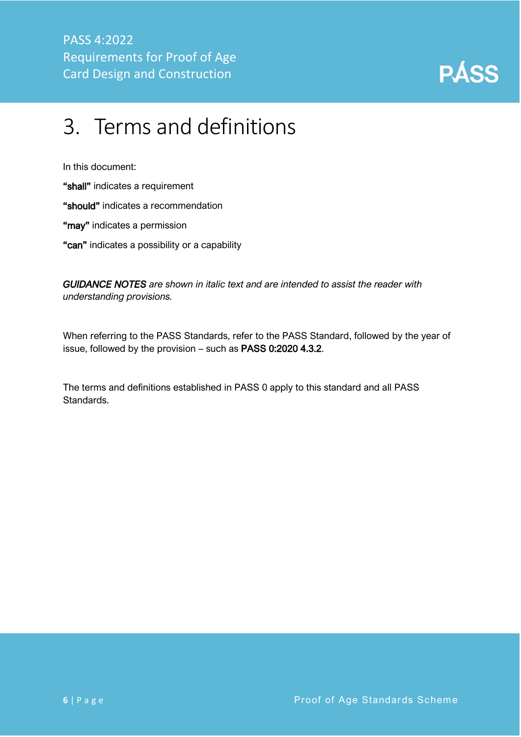# 3. Terms and definitions

In this document:

**"shall"** indicates a requirement

**"should"** indicates a recommendation

**"may"** indicates a permission

**"can"** indicates a possibility or a capability

***GUIDANCE NOTES** are shown in italic text and are intended to assist the reader with understanding provisions.*

When referring to the PASS Standards, refer to the PASS Standard, followed by the year of issue, followed by the provision – such as **PASS 0:2020 4.3.2**.

The terms and definitions established in PASS 0 apply to this standard and all PASS Standards.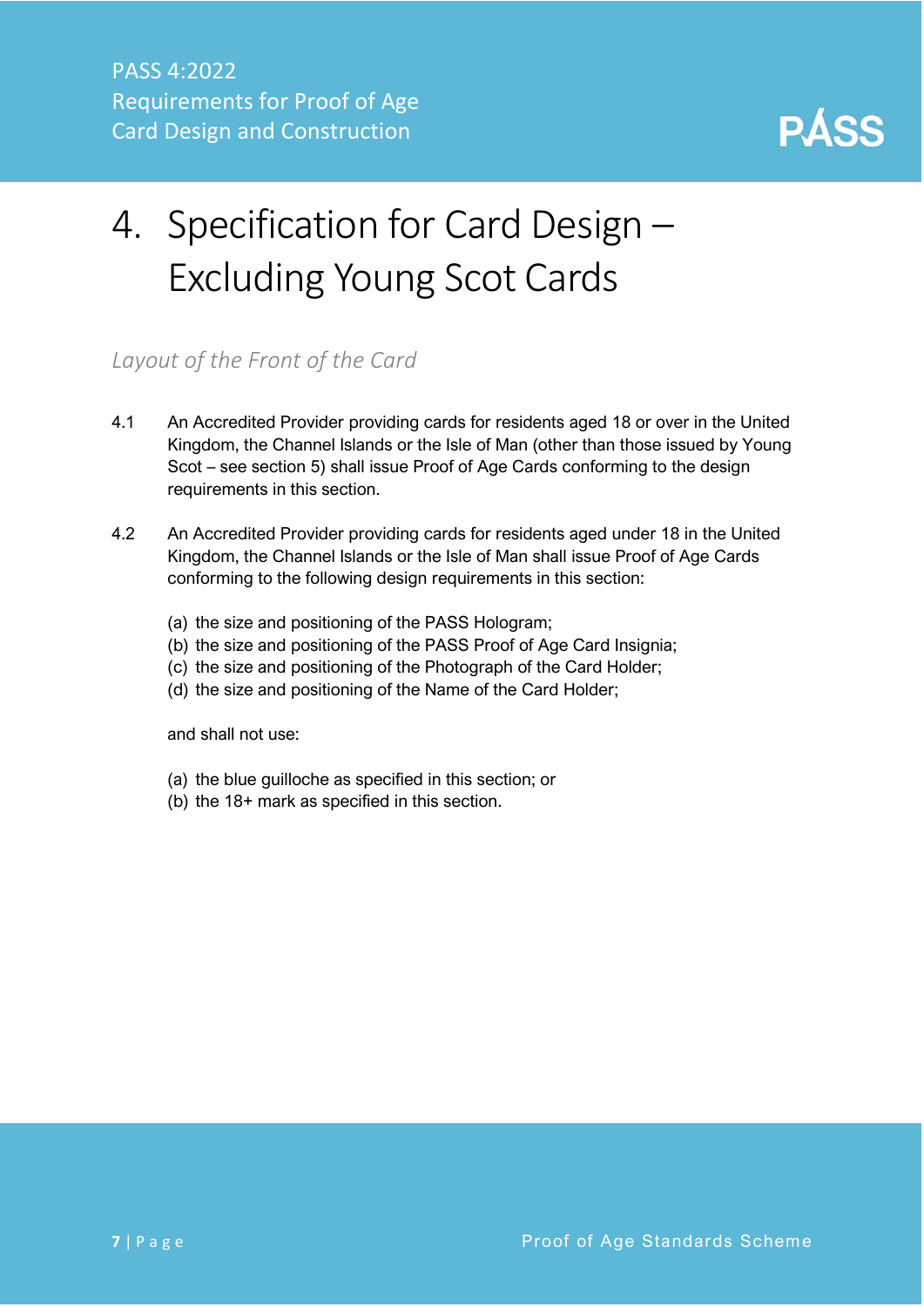# 4. Specification for Card Design – Excluding Young Scot Cards

*Layout of the Front of the Card*

4.1 An Accredited Provider providing cards for residents aged 18 or over in the United Kingdom, the Channel Islands or the Isle of Man (other than those issued by Young Scot – see section 5) shall issue Proof of Age Cards conforming to the design requirements in this section.

4.2 An Accredited Provider providing cards for residents aged under 18 in the United Kingdom, the Channel Islands or the Isle of Man shall issue Proof of Age Cards conforming to the following design requirements in this section:

(a) the size and positioning of the PASS Hologram;
(b) the size and positioning of the PASS Proof of Age Card Insignia;
(c) the size and positioning of the Photograph of the Card Holder;
(d) the size and positioning of the Name of the Card Holder;

and shall not use:

(a) the blue guilloche as specified in this section; or
(b) the 18+ mark as specified in this section.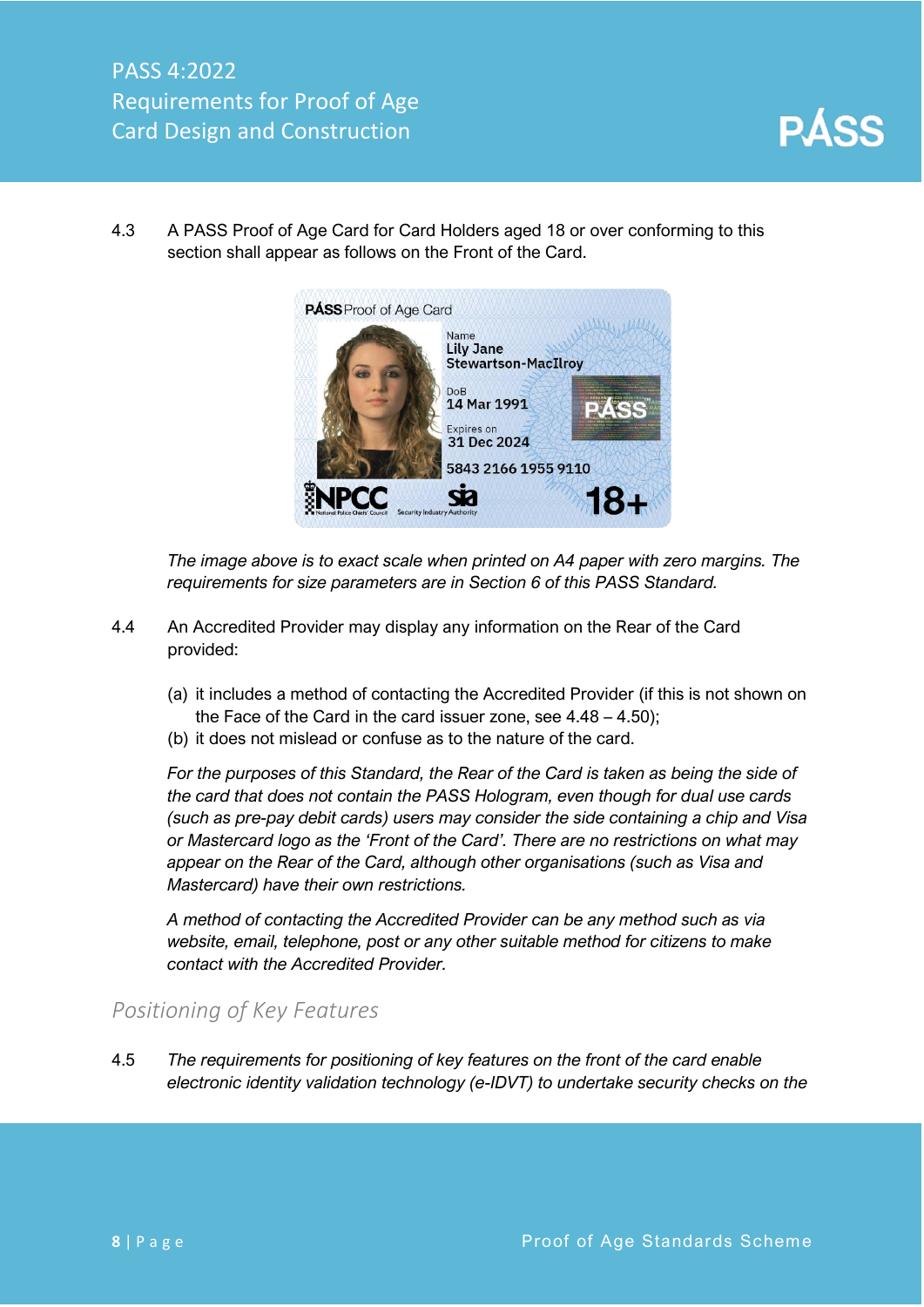4.3 A PASS Proof of Age Card for Card Holders aged 18 or over conforming to this section shall appear as follows on the Front of the Card.

*The image above is to exact scale when printed on A4 paper with zero margins. The requirements for size parameters are in Section 6 of this PASS Standard.*

4.4 An Accredited Provider may display any information on the Rear of the Card provided:

(a) it includes a method of contacting the Accredited Provider (if this is not shown on the Face of the Card in the card issuer zone, see 4.48 – 4.50);
(b) it does not mislead or confuse as to the nature of the card.

*For the purposes of this Standard, the Rear of the Card is taken as being the side of the card that does not contain the PASS Hologram, even though for dual use cards (such as pre-pay debit cards) users may consider the side containing a chip and Visa or Mastercard logo as the 'Front of the Card'. There are no restrictions on what may appear on the Rear of the Card, although other organisations (such as Visa and Mastercard) have their own restrictions.*

*A method of contacting the Accredited Provider can be any method such as via website, email, telephone, post or any other suitable method for citizens to make contact with the Accredited Provider.*

## Positioning of Key Features

4.5 *The requirements for positioning of key features on the front of the card enable electronic identity validation technology (e-IDVT) to undertake security checks on the*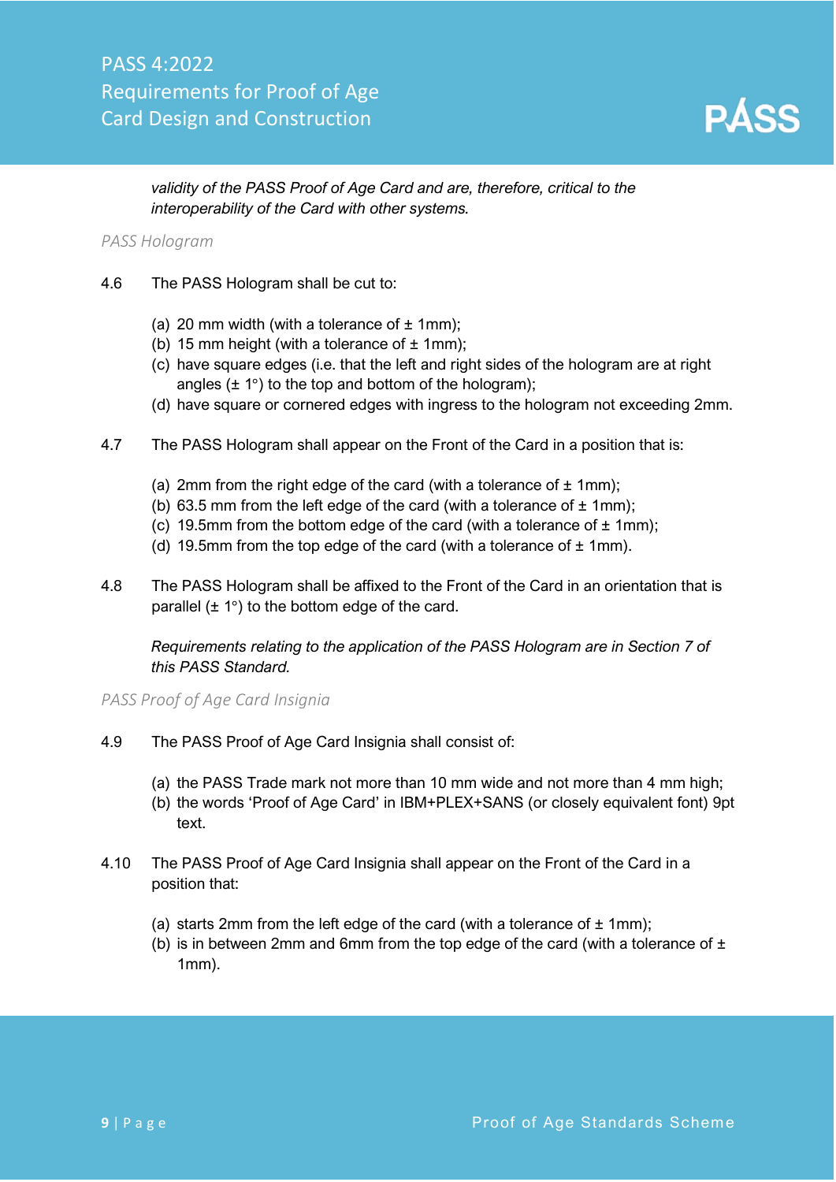*validity of the PASS Proof of Age Card and are, therefore, critical to the interoperability of the Card with other systems.*

### *PASS Hologram*

4.6 The PASS Hologram shall be cut to:

(a) 20 mm width (with a tolerance of ± 1mm);
(b) 15 mm height (with a tolerance of ± 1mm);
(c) have square edges (i.e. that the left and right sides of the hologram are at right angles (± 1°) to the top and bottom of the hologram);
(d) have square or cornered edges with ingress to the hologram not exceeding 2mm.

4.7 The PASS Hologram shall appear on the Front of the Card in a position that is:

(a) 2mm from the right edge of the card (with a tolerance of ± 1mm);
(b) 63.5 mm from the left edge of the card (with a tolerance of ± 1mm);
(c) 19.5mm from the bottom edge of the card (with a tolerance of ± 1mm);
(d) 19.5mm from the top edge of the card (with a tolerance of ± 1mm).

4.8 The PASS Hologram shall be affixed to the Front of the Card in an orientation that is parallel (± 1°) to the bottom edge of the card.

*Requirements relating to the application of the PASS Hologram are in Section 7 of this PASS Standard.*

### *PASS Proof of Age Card Insignia*

4.9 The PASS Proof of Age Card Insignia shall consist of:

(a) the PASS Trade mark not more than 10 mm wide and not more than 4 mm high;
(b) the words 'Proof of Age Card' in IBM+PLEX+SANS (or closely equivalent font) 9pt text.

4.10 The PASS Proof of Age Card Insignia shall appear on the Front of the Card in a position that:

(a) starts 2mm from the left edge of the card (with a tolerance of ± 1mm);
(b) is in between 2mm and 6mm from the top edge of the card (with a tolerance of ± 1mm).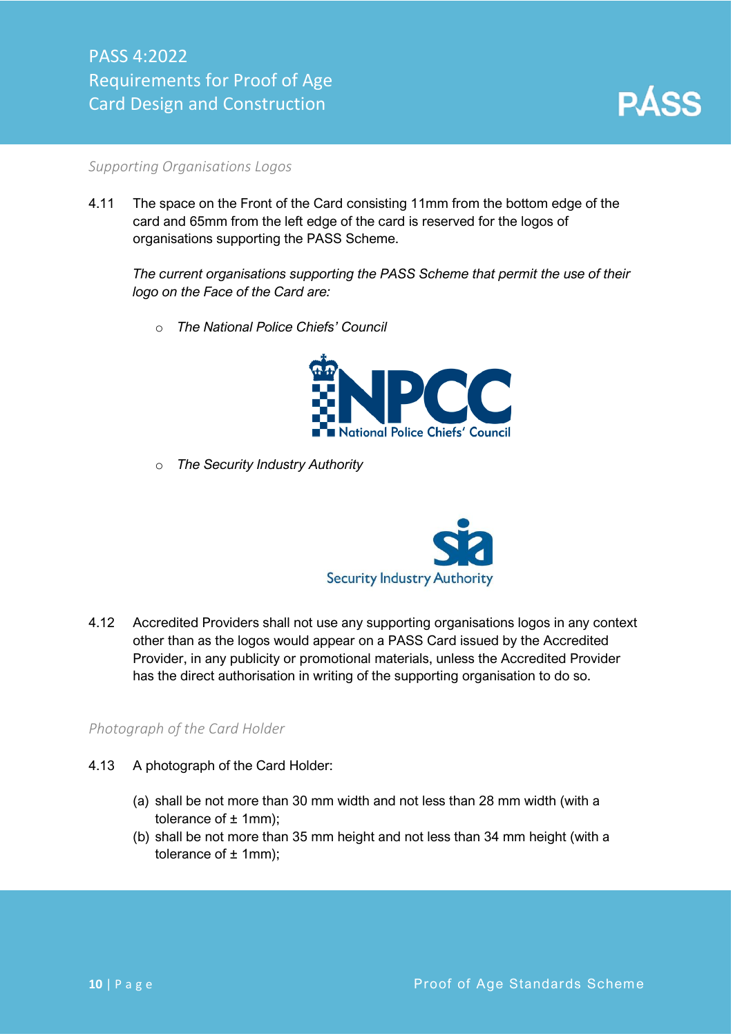*Supporting Organisations Logos*

4.11 The space on the Front of the Card consisting 11mm from the bottom edge of the card and 65mm from the left edge of the card is reserved for the logos of organisations supporting the PASS Scheme.

*The current organisations supporting the PASS Scheme that permit the use of their logo on the Face of the Card are:*

- *The National Police Chiefs' Council*
- *The Security Industry Authority*

4.12 Accredited Providers shall not use any supporting organisations logos in any context other than as the logos would appear on a PASS Card issued by the Accredited Provider, in any publicity or promotional materials, unless the Accredited Provider has the direct authorisation in writing of the supporting organisation to do so.

*Photograph of the Card Holder*

4.13 A photograph of the Card Holder:

(a) shall be not more than 30 mm width and not less than 28 mm width (with a tolerance of ± 1mm);
(b) shall be not more than 35 mm height and not less than 34 mm height (with a tolerance of ± 1mm);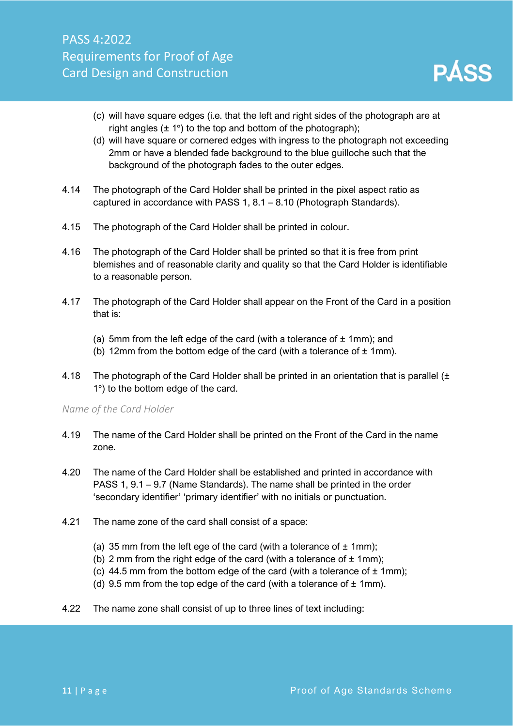(c) will have square edges (i.e. that the left and right sides of the photograph are at right angles (± 1°) to the top and bottom of the photograph);
(d) will have square or cornered edges with ingress to the photograph not exceeding 2mm or have a blended fade background to the blue guilloche such that the background of the photograph fades to the outer edges.

4.14 The photograph of the Card Holder shall be printed in the pixel aspect ratio as captured in accordance with PASS 1, 8.1 – 8.10 (Photograph Standards).

4.15 The photograph of the Card Holder shall be printed in colour.

4.16 The photograph of the Card Holder shall be printed so that it is free from print blemishes and of reasonable clarity and quality so that the Card Holder is identifiable to a reasonable person.

4.17 The photograph of the Card Holder shall appear on the Front of the Card in a position that is:

(a) 5mm from the left edge of the card (with a tolerance of ± 1mm); and
(b) 12mm from the bottom edge of the card (with a tolerance of ± 1mm).

4.18 The photograph of the Card Holder shall be printed in an orientation that is parallel (± 1°) to the bottom edge of the card.

*Name of the Card Holder*

4.19 The name of the Card Holder shall be printed on the Front of the Card in the name zone.

4.20 The name of the Card Holder shall be established and printed in accordance with PASS 1, 9.1 – 9.7 (Name Standards). The name shall be printed in the order 'secondary identifier' 'primary identifier' with no initials or punctuation.

4.21 The name zone of the card shall consist of a space:

(a) 35 mm from the left ege of the card (with a tolerance of ± 1mm);
(b) 2 mm from the right edge of the card (with a tolerance of ± 1mm);
(c) 44.5 mm from the bottom edge of the card (with a tolerance of ± 1mm);
(d) 9.5 mm from the top edge of the card (with a tolerance of ± 1mm).

4.22 The name zone shall consist of up to three lines of text including: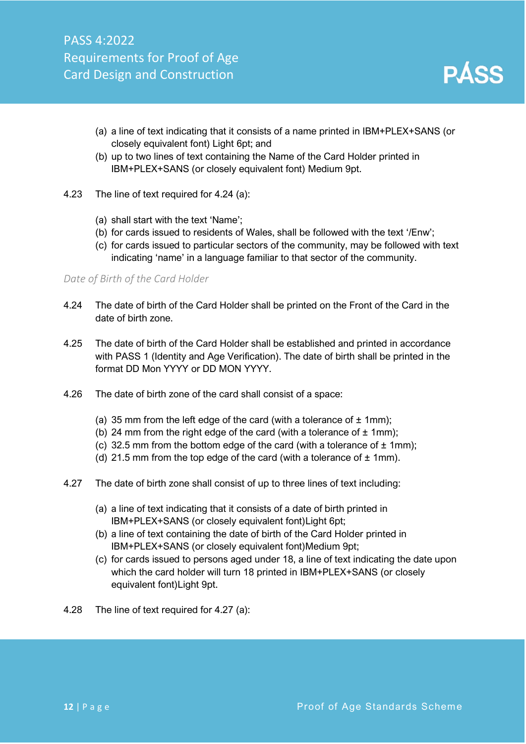(a) a line of text indicating that it consists of a name printed in IBM+PLEX+SANS (or closely equivalent font) Light 6pt; and
(b) up to two lines of text containing the Name of the Card Holder printed in IBM+PLEX+SANS (or closely equivalent font) Medium 9pt.

4.23 The line of text required for 4.24 (a):

(a) shall start with the text 'Name';
(b) for cards issued to residents of Wales, shall be followed with the text '/Enw';
(c) for cards issued to particular sectors of the community, may be followed with text indicating 'name' in a language familiar to that sector of the community.

*Date of Birth of the Card Holder*

4.24 The date of birth of the Card Holder shall be printed on the Front of the Card in the date of birth zone.

4.25 The date of birth of the Card Holder shall be established and printed in accordance with PASS 1 (Identity and Age Verification). The date of birth shall be printed in the format DD Mon YYYY or DD MON YYYY.

4.26 The date of birth zone of the card shall consist of a space:

(a) 35 mm from the left edge of the card (with a tolerance of ± 1mm);
(b) 24 mm from the right edge of the card (with a tolerance of ± 1mm);
(c) 32.5 mm from the bottom edge of the card (with a tolerance of ± 1mm);
(d) 21.5 mm from the top edge of the card (with a tolerance of ± 1mm).

4.27 The date of birth zone shall consist of up to three lines of text including:

(a) a line of text indicating that it consists of a date of birth printed in IBM+PLEX+SANS (or closely equivalent font)Light 6pt;
(b) a line of text containing the date of birth of the Card Holder printed in IBM+PLEX+SANS (or closely equivalent font)Medium 9pt;
(c) for cards issued to persons aged under 18, a line of text indicating the date upon which the card holder will turn 18 printed in IBM+PLEX+SANS (or closely equivalent font)Light 9pt.

4.28 The line of text required for 4.27 (a):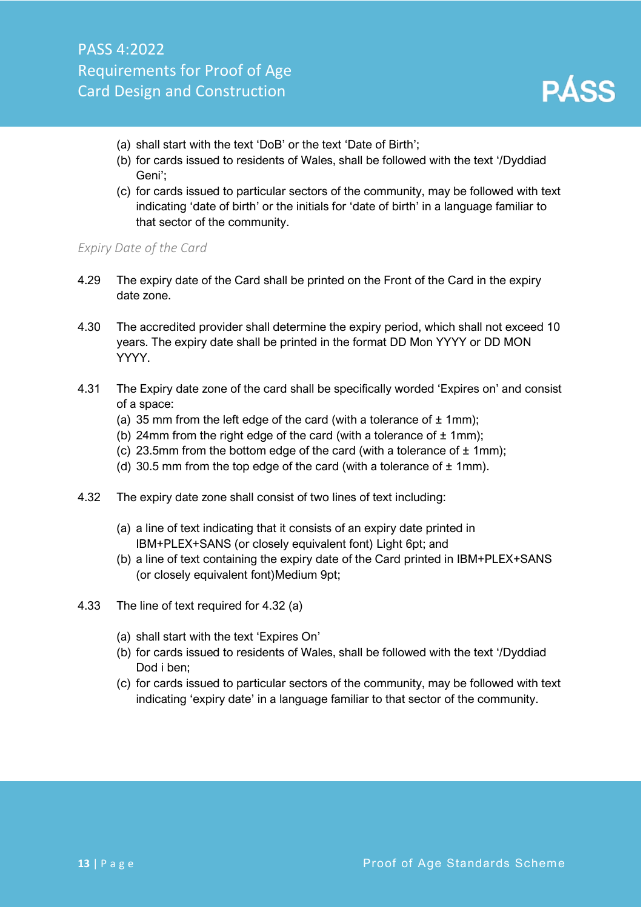(a) shall start with the text ‘DoB’ or the text ‘Date of Birth’;
(b) for cards issued to residents of Wales, shall be followed with the text ‘/Dyddiad Geni’;
(c) for cards issued to particular sectors of the community, may be followed with text indicating ‘date of birth’ or the initials for ‘date of birth’ in a language familiar to that sector of the community.

*Expiry Date of the Card*

4.29 The expiry date of the Card shall be printed on the Front of the Card in the expiry date zone.

4.30 The accredited provider shall determine the expiry period, which shall not exceed 10 years. The expiry date shall be printed in the format DD Mon YYYY or DD MON YYYY.

4.31 The Expiry date zone of the card shall be specifically worded ‘Expires on’ and consist of a space:
(a) 35 mm from the left edge of the card (with a tolerance of ± 1mm);
(b) 24mm from the right edge of the card (with a tolerance of ± 1mm);
(c) 23.5mm from the bottom edge of the card (with a tolerance of ± 1mm);
(d) 30.5 mm from the top edge of the card (with a tolerance of ± 1mm).

4.32 The expiry date zone shall consist of two lines of text including:

(a) a line of text indicating that it consists of an expiry date printed in IBM+PLEX+SANS (or closely equivalent font) Light 6pt; and
(b) a line of text containing the expiry date of the Card printed in IBM+PLEX+SANS (or closely equivalent font)Medium 9pt;

4.33 The line of text required for 4.32 (a)

(a) shall start with the text ‘Expires On’
(b) for cards issued to residents of Wales, shall be followed with the text ‘/Dyddiad Dod i ben;
(c) for cards issued to particular sectors of the community, may be followed with text indicating ‘expiry date’ in a language familiar to that sector of the community.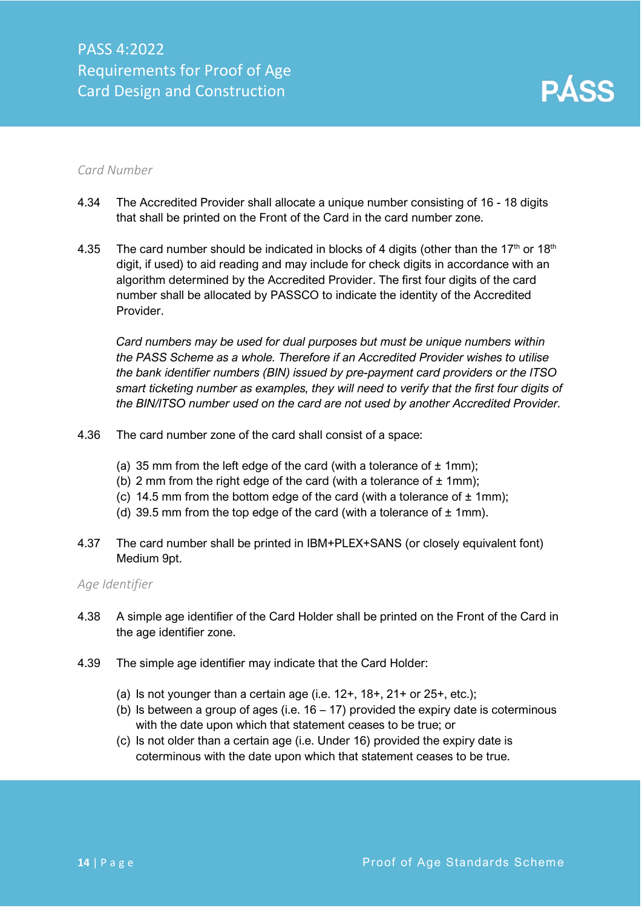*Card Number*

4.34 The Accredited Provider shall allocate a unique number consisting of 16 - 18 digits that shall be printed on the Front of the Card in the card number zone.

4.35 The card number should be indicated in blocks of 4 digits (other than the 17th or 18th digit, if used) to aid reading and may include for check digits in accordance with an algorithm determined by the Accredited Provider. The first four digits of the card number shall be allocated by PASSCO to indicate the identity of the Accredited Provider.

*Card numbers may be used for dual purposes but must be unique numbers within the PASS Scheme as a whole. Therefore if an Accredited Provider wishes to utilise the bank identifier numbers (BIN) issued by pre-payment card providers or the ITSO smart ticketing number as examples, they will need to verify that the first four digits of the BIN/ITSO number used on the card are not used by another Accredited Provider.*

4.36 The card number zone of the card shall consist of a space:

(a) 35 mm from the left edge of the card (with a tolerance of ± 1mm);
(b) 2 mm from the right edge of the card (with a tolerance of ± 1mm);
(c) 14.5 mm from the bottom edge of the card (with a tolerance of ± 1mm);
(d) 39.5 mm from the top edge of the card (with a tolerance of ± 1mm).

4.37 The card number shall be printed in IBM+PLEX+SANS (or closely equivalent font) Medium 9pt.

*Age Identifier*

4.38 A simple age identifier of the Card Holder shall be printed on the Front of the Card in the age identifier zone.

4.39 The simple age identifier may indicate that the Card Holder:

(a) Is not younger than a certain age (i.e. 12+, 18+, 21+ or 25+, etc.);
(b) Is between a group of ages (i.e. 16 – 17) provided the expiry date is coterminous with the date upon which that statement ceases to be true; or
(c) Is not older than a certain age (i.e. Under 16) provided the expiry date is coterminous with the date upon which that statement ceases to be true.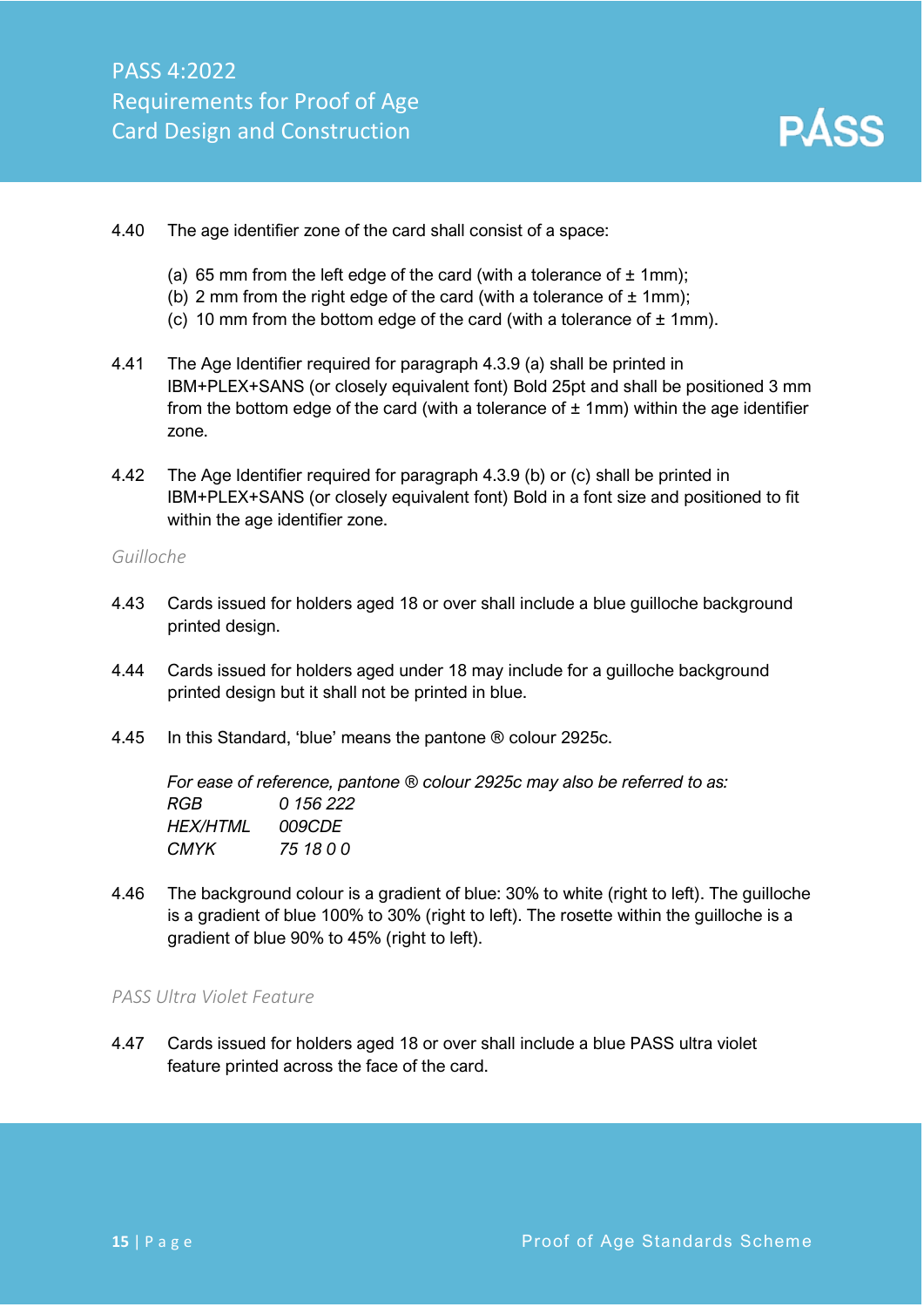4.40 The age identifier zone of the card shall consist of a space:

(a) 65 mm from the left edge of the card (with a tolerance of ± 1mm);
(b) 2 mm from the right edge of the card (with a tolerance of ± 1mm);
(c) 10 mm from the bottom edge of the card (with a tolerance of ± 1mm).

4.41 The Age Identifier required for paragraph 4.3.9 (a) shall be printed in IBM+PLEX+SANS (or closely equivalent font) Bold 25pt and shall be positioned 3 mm from the bottom edge of the card (with a tolerance of ± 1mm) within the age identifier zone.

4.42 The Age Identifier required for paragraph 4.3.9 (b) or (c) shall be printed in IBM+PLEX+SANS (or closely equivalent font) Bold in a font size and positioned to fit within the age identifier zone.

### *Guilloche*

4.43 Cards issued for holders aged 18 or over shall include a blue guilloche background printed design.

4.44 Cards issued for holders aged under 18 may include for a guilloche background printed design but it shall not be printed in blue.

4.45 In this Standard, 'blue' means the pantone ® colour 2925c.

*For ease of reference, pantone ® colour 2925c may also be referred to as:*
*RGB 0 156 222*
*HEX/HTML 009CDE*
*CMYK 75 18 0 0*

4.46 The background colour is a gradient of blue: 30% to white (right to left). The guilloche is a gradient of blue 100% to 30% (right to left). The rosette within the guilloche is a gradient of blue 90% to 45% (right to left).

### *PASS Ultra Violet Feature*

4.47 Cards issued for holders aged 18 or over shall include a blue PASS ultra violet feature printed across the face of the card.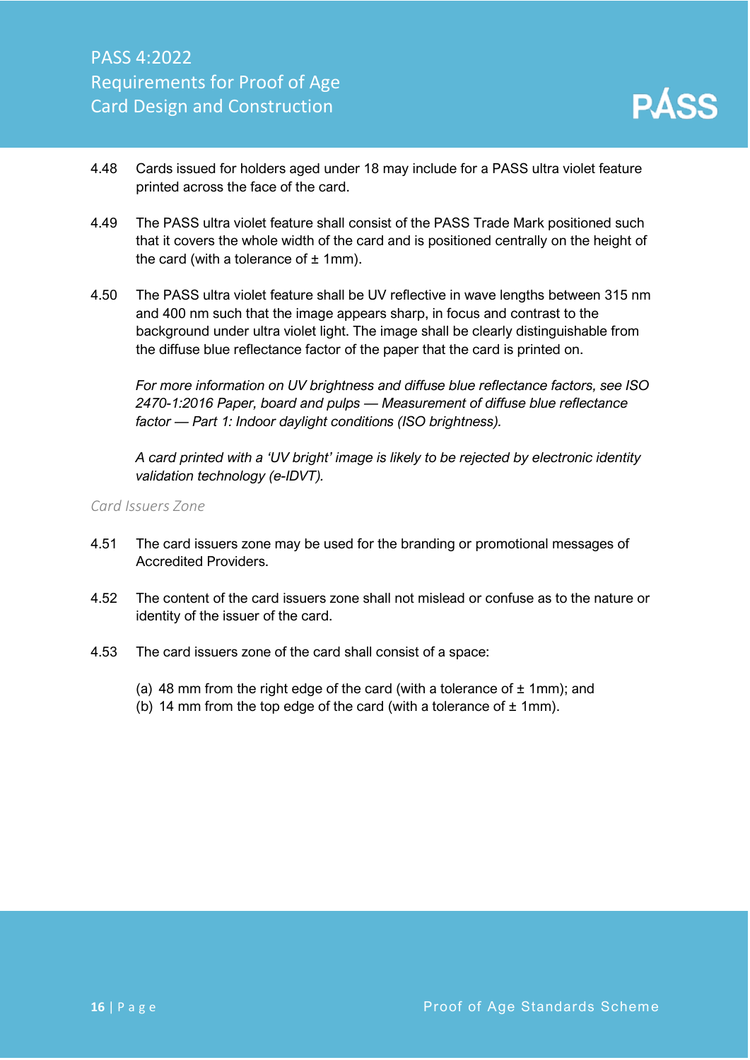4.48 Cards issued for holders aged under 18 may include for a PASS ultra violet feature printed across the face of the card.

4.49 The PASS ultra violet feature shall consist of the PASS Trade Mark positioned such that it covers the whole width of the card and is positioned centrally on the height of the card (with a tolerance of ± 1mm).

4.50 The PASS ultra violet feature shall be UV reflective in wave lengths between 315 nm and 400 nm such that the image appears sharp, in focus and contrast to the background under ultra violet light. The image shall be clearly distinguishable from the diffuse blue reflectance factor of the paper that the card is printed on.

*For more information on UV brightness and diffuse blue reflectance factors, see ISO 2470-1:2016 Paper, board and pulps — Measurement of diffuse blue reflectance factor — Part 1: Indoor daylight conditions (ISO brightness).*

*A card printed with a 'UV bright' image is likely to be rejected by electronic identity validation technology (e-IDVT).*

### *Card Issuers Zone*

4.51 The card issuers zone may be used for the branding or promotional messages of Accredited Providers.

4.52 The content of the card issuers zone shall not mislead or confuse as to the nature or identity of the issuer of the card.

4.53 The card issuers zone of the card shall consist of a space:

(a) 48 mm from the right edge of the card (with a tolerance of ± 1mm); and
(b) 14 mm from the top edge of the card (with a tolerance of ± 1mm).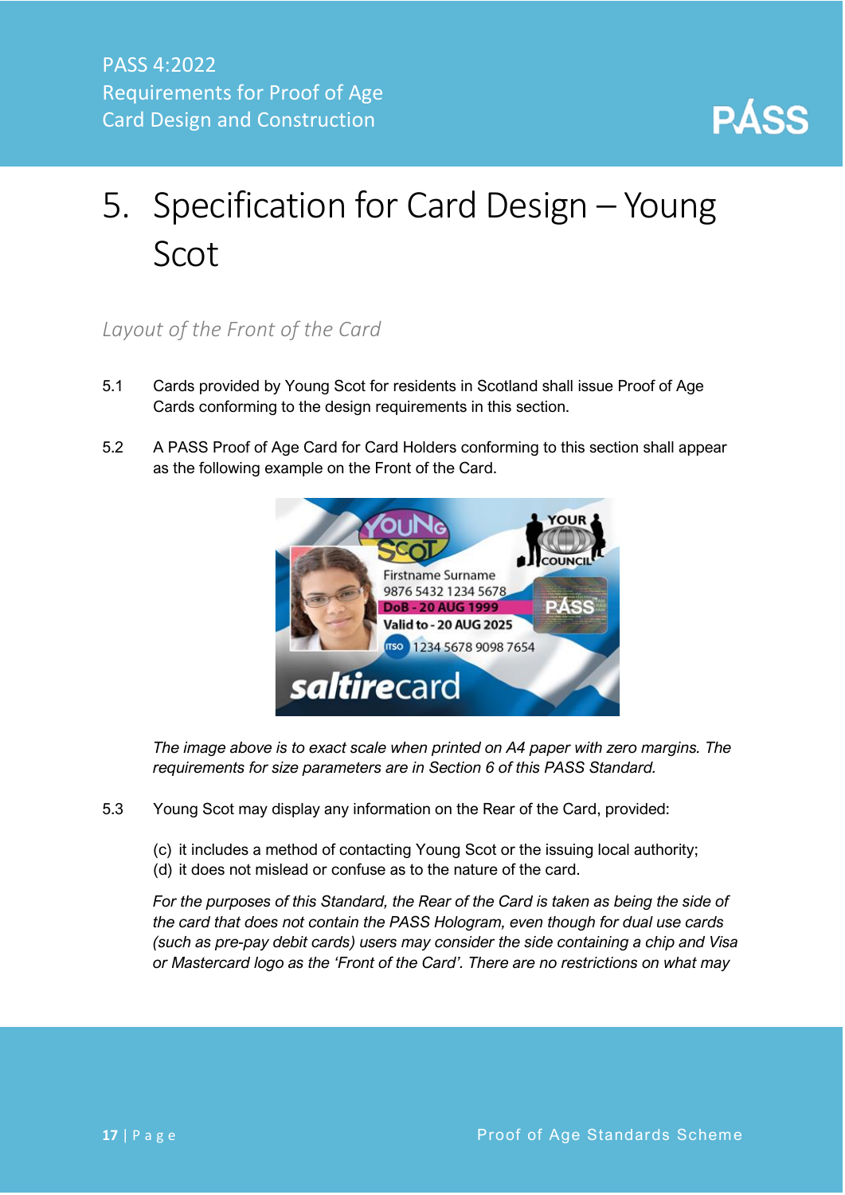# 5. Specification for Card Design – Young Scot

*Layout of the Front of the Card*

5.1 Cards provided by Young Scot for residents in Scotland shall issue Proof of Age Cards conforming to the design requirements in this section.

5.2 A PASS Proof of Age Card for Card Holders conforming to this section shall appear as the following example on the Front of the Card.

*The image above is to exact scale when printed on A4 paper with zero margins. The requirements for size parameters are in Section 6 of this PASS Standard.*

5.3 Young Scot may display any information on the Rear of the Card, provided:

(c) it includes a method of contacting Young Scot or the issuing local authority;
(d) it does not mislead or confuse as to the nature of the card.

*For the purposes of this Standard, the Rear of the Card is taken as being the side of the card that does not contain the PASS Hologram, even though for dual use cards (such as pre-pay debit cards) users may consider the side containing a chip and Visa or Mastercard logo as the 'Front of the Card'. There are no restrictions on what may*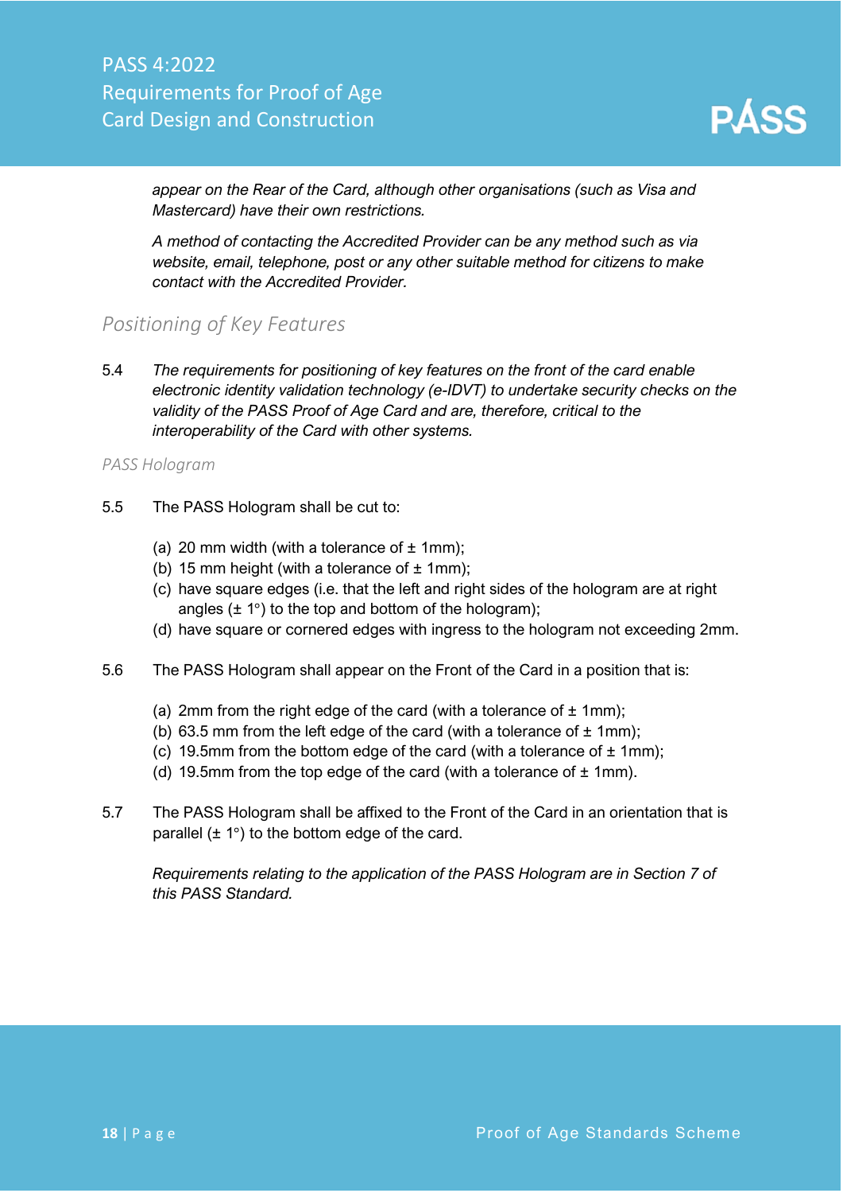*appear on the Rear of the Card, although other organisations (such as Visa and Mastercard) have their own restrictions.*

*A method of contacting the Accredited Provider can be any method such as via website, email, telephone, post or any other suitable method for citizens to make contact with the Accredited Provider.*

## *Positioning of Key Features*

5.4 *The requirements for positioning of key features on the front of the card enable electronic identity validation technology (e-IDVT) to undertake security checks on the validity of the PASS Proof of Age Card and are, therefore, critical to the interoperability of the Card with other systems.*

### *PASS Hologram*

5.5 The PASS Hologram shall be cut to:

(a) 20 mm width (with a tolerance of ± 1mm);
(b) 15 mm height (with a tolerance of ± 1mm);
(c) have square edges (i.e. that the left and right sides of the hologram are at right angles (± 1°) to the top and bottom of the hologram);
(d) have square or cornered edges with ingress to the hologram not exceeding 2mm.

5.6 The PASS Hologram shall appear on the Front of the Card in a position that is:

(a) 2mm from the right edge of the card (with a tolerance of ± 1mm);
(b) 63.5 mm from the left edge of the card (with a tolerance of ± 1mm);
(c) 19.5mm from the bottom edge of the card (with a tolerance of ± 1mm);
(d) 19.5mm from the top edge of the card (with a tolerance of ± 1mm).

5.7 The PASS Hologram shall be affixed to the Front of the Card in an orientation that is parallel (± 1°) to the bottom edge of the card.

*Requirements relating to the application of the PASS Hologram are in Section 7 of this PASS Standard.*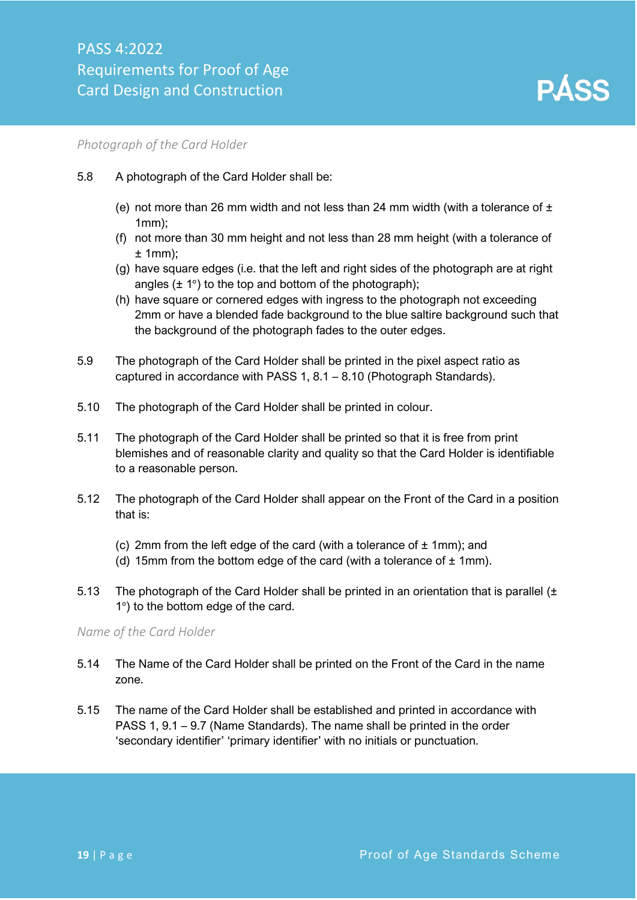*Photograph of the Card Holder*

5.8 A photograph of the Card Holder shall be:

(e) not more than 26 mm width and not less than 24 mm width (with a tolerance of ± 1mm);
(f) not more than 30 mm height and not less than 28 mm height (with a tolerance of ± 1mm);
(g) have square edges (i.e. that the left and right sides of the photograph are at right angles (± 1°) to the top and bottom of the photograph);
(h) have square or cornered edges with ingress to the photograph not exceeding 2mm or have a blended fade background to the blue saltire background such that the background of the photograph fades to the outer edges.

5.9 The photograph of the Card Holder shall be printed in the pixel aspect ratio as captured in accordance with PASS 1, 8.1 – 8.10 (Photograph Standards).

5.10 The photograph of the Card Holder shall be printed in colour.

5.11 The photograph of the Card Holder shall be printed so that it is free from print blemishes and of reasonable clarity and quality so that the Card Holder is identifiable to a reasonable person.

5.12 The photograph of the Card Holder shall appear on the Front of the Card in a position that is:

(c) 2mm from the left edge of the card (with a tolerance of ± 1mm); and
(d) 15mm from the bottom edge of the card (with a tolerance of ± 1mm).

5.13 The photograph of the Card Holder shall be printed in an orientation that is parallel (± 1°) to the bottom edge of the card.

*Name of the Card Holder*

5.14 The Name of the Card Holder shall be printed on the Front of the Card in the name zone.

5.15 The name of the Card Holder shall be established and printed in accordance with PASS 1, 9.1 – 9.7 (Name Standards). The name shall be printed in the order 'secondary identifier' 'primary identifier' with no initials or punctuation.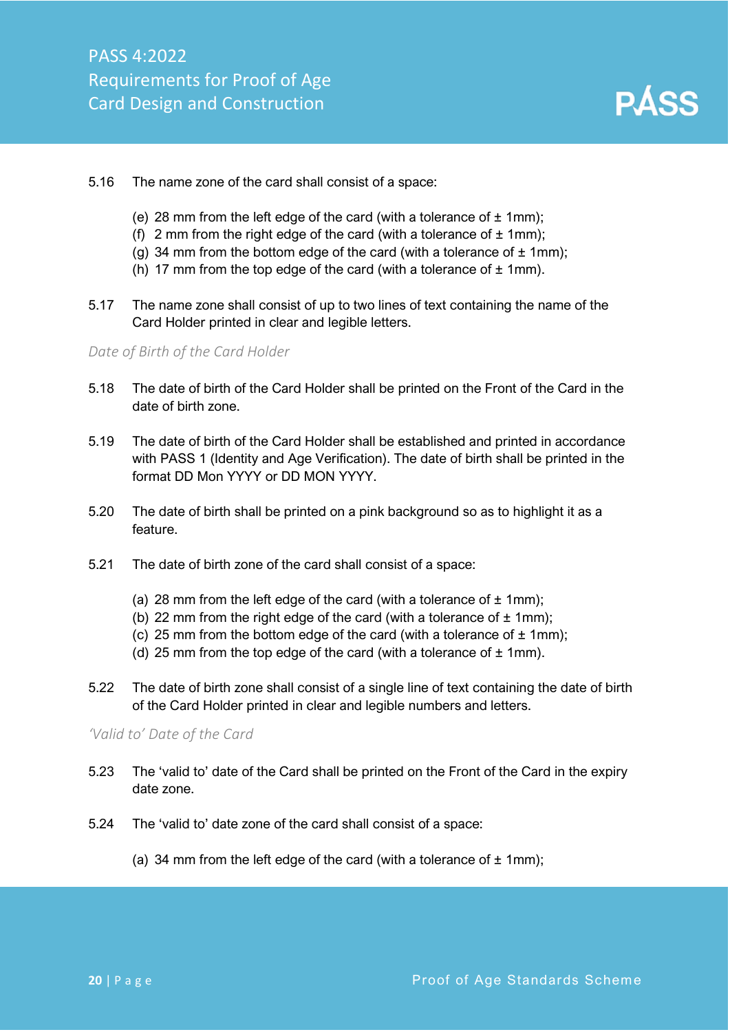5.16 The name zone of the card shall consist of a space:

(e) 28 mm from the left edge of the card (with a tolerance of ± 1mm);
(f) 2 mm from the right edge of the card (with a tolerance of ± 1mm);
(g) 34 mm from the bottom edge of the card (with a tolerance of ± 1mm);
(h) 17 mm from the top edge of the card (with a tolerance of ± 1mm).

5.17 The name zone shall consist of up to two lines of text containing the name of the Card Holder printed in clear and legible letters.

*Date of Birth of the Card Holder*

5.18 The date of birth of the Card Holder shall be printed on the Front of the Card in the date of birth zone.

5.19 The date of birth of the Card Holder shall be established and printed in accordance with PASS 1 (Identity and Age Verification). The date of birth shall be printed in the format DD Mon YYYY or DD MON YYYY.

5.20 The date of birth shall be printed on a pink background so as to highlight it as a feature.

5.21 The date of birth zone of the card shall consist of a space:

(a) 28 mm from the left edge of the card (with a tolerance of ± 1mm);
(b) 22 mm from the right edge of the card (with a tolerance of ± 1mm);
(c) 25 mm from the bottom edge of the card (with a tolerance of ± 1mm);
(d) 25 mm from the top edge of the card (with a tolerance of ± 1mm).

5.22 The date of birth zone shall consist of a single line of text containing the date of birth of the Card Holder printed in clear and legible numbers and letters.

*'Valid to' Date of the Card*

5.23 The 'valid to' date of the Card shall be printed on the Front of the Card in the expiry date zone.

5.24 The 'valid to' date zone of the card shall consist of a space:

(a) 34 mm from the left edge of the card (with a tolerance of ± 1mm);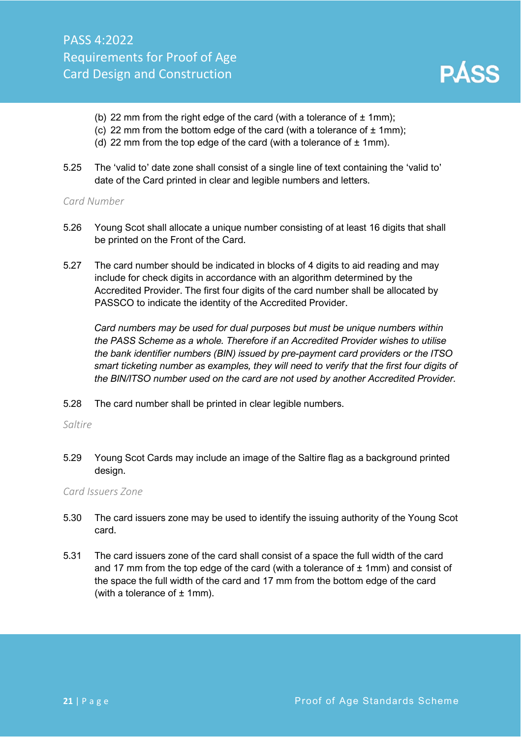(b) 22 mm from the right edge of the card (with a tolerance of ± 1mm);
(c) 22 mm from the bottom edge of the card (with a tolerance of ± 1mm);
(d) 22 mm from the top edge of the card (with a tolerance of ± 1mm).

5.25 The 'valid to' date zone shall consist of a single line of text containing the 'valid to' date of the Card printed in clear and legible numbers and letters.

### *Card Number*

5.26 Young Scot shall allocate a unique number consisting of at least 16 digits that shall be printed on the Front of the Card.

5.27 The card number should be indicated in blocks of 4 digits to aid reading and may include for check digits in accordance with an algorithm determined by the Accredited Provider. The first four digits of the card number shall be allocated by PASSCO to indicate the identity of the Accredited Provider.

*Card numbers may be used for dual purposes but must be unique numbers within the PASS Scheme as a whole. Therefore if an Accredited Provider wishes to utilise the bank identifier numbers (BIN) issued by pre-payment card providers or the ITSO smart ticketing number as examples, they will need to verify that the first four digits of the BIN/ITSO number used on the card are not used by another Accredited Provider.*

5.28 The card number shall be printed in clear legible numbers.

### *Saltire*

5.29 Young Scot Cards may include an image of the Saltire flag as a background printed design.

### *Card Issuers Zone*

5.30 The card issuers zone may be used to identify the issuing authority of the Young Scot card.

5.31 The card issuers zone of the card shall consist of a space the full width of the card and 17 mm from the top edge of the card (with a tolerance of ± 1mm) and consist of the space the full width of the card and 17 mm from the bottom edge of the card (with a tolerance of ± 1mm).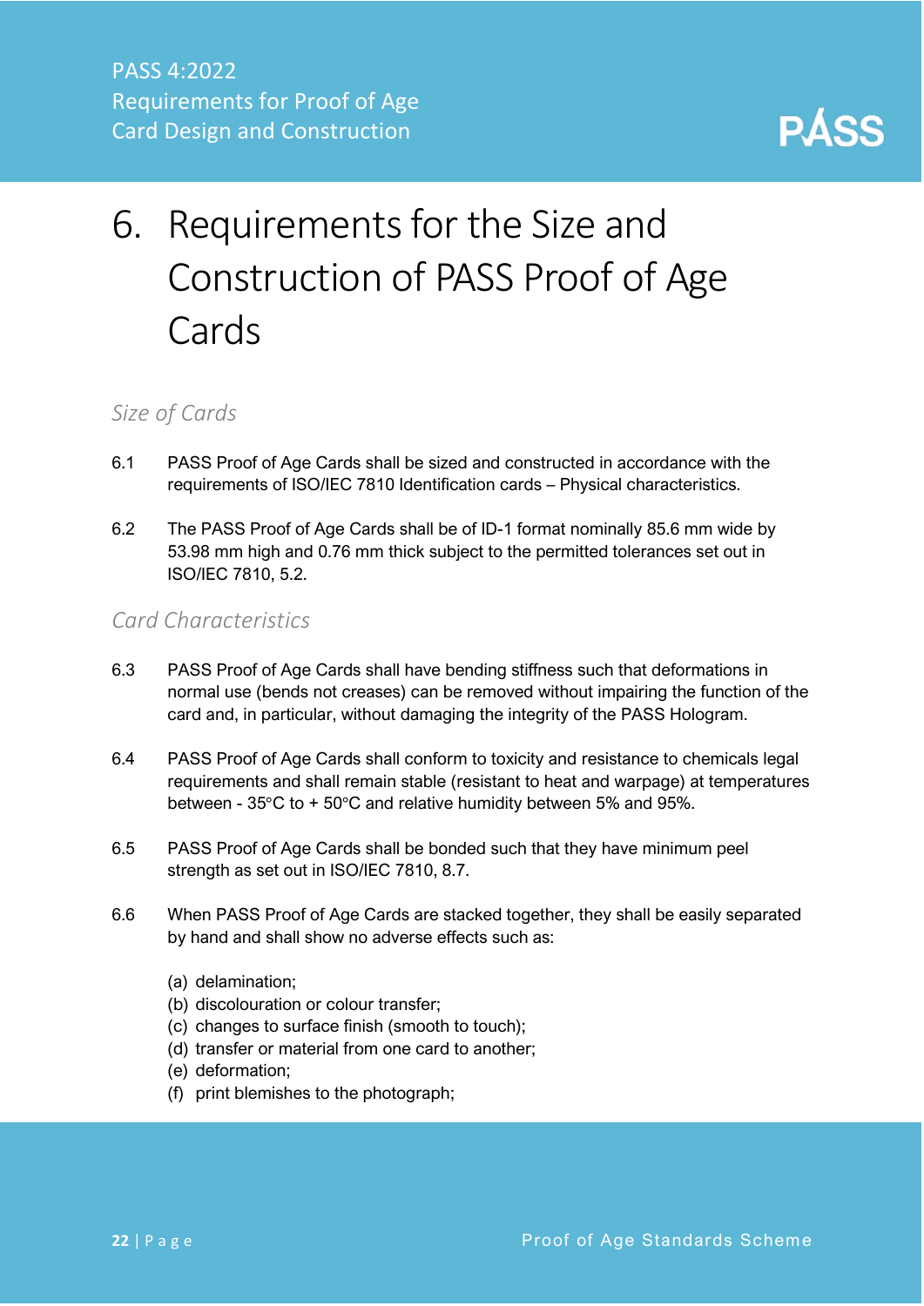# 6. Requirements for the Size and Construction of PASS Proof of Age Cards

## *Size of Cards*

6.1 PASS Proof of Age Cards shall be sized and constructed in accordance with the requirements of ISO/IEC 7810 Identification cards – Physical characteristics.

6.2 The PASS Proof of Age Cards shall be of ID-1 format nominally 85.6 mm wide by 53.98 mm high and 0.76 mm thick subject to the permitted tolerances set out in ISO/IEC 7810, 5.2.

## *Card Characteristics*

6.3 PASS Proof of Age Cards shall have bending stiffness such that deformations in normal use (bends not creases) can be removed without impairing the function of the card and, in particular, without damaging the integrity of the PASS Hologram.

6.4 PASS Proof of Age Cards shall conform to toxicity and resistance to chemicals legal requirements and shall remain stable (resistant to heat and warpage) at temperatures between - 35°C to + 50°C and relative humidity between 5% and 95%.

6.5 PASS Proof of Age Cards shall be bonded such that they have minimum peel strength as set out in ISO/IEC 7810, 8.7.

6.6 When PASS Proof of Age Cards are stacked together, they shall be easily separated by hand and shall show no adverse effects such as:

(a) delamination;
(b) discolouration or colour transfer;
(c) changes to surface finish (smooth to touch);
(d) transfer or material from one card to another;
(e) deformation;
(f) print blemishes to the photograph;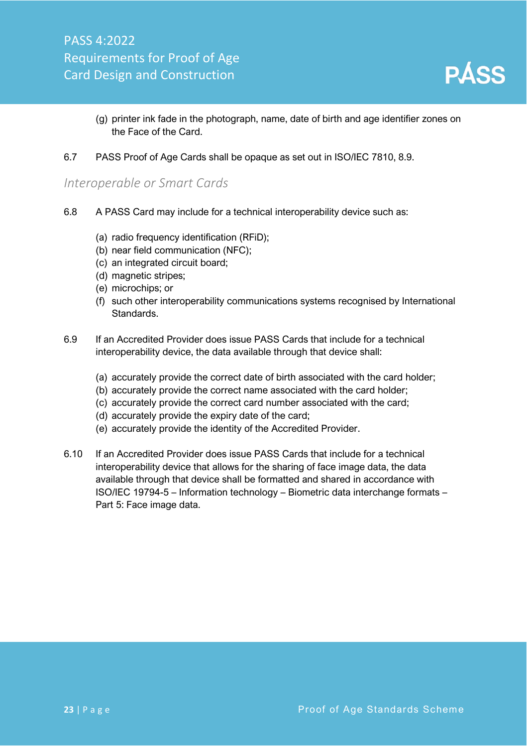(g) printer ink fade in the photograph, name, date of birth and age identifier zones on the Face of the Card.

6.7 PASS Proof of Age Cards shall be opaque as set out in ISO/IEC 7810, 8.9.

## *Interoperable or Smart Cards*

6.8 A PASS Card may include for a technical interoperability device such as:

(a) radio frequency identification (RFiD);
(b) near field communication (NFC);
(c) an integrated circuit board;
(d) magnetic stripes;
(e) microchips; or
(f) such other interoperability communications systems recognised by International Standards.

6.9 If an Accredited Provider does issue PASS Cards that include for a technical interoperability device, the data available through that device shall:

(a) accurately provide the correct date of birth associated with the card holder;
(b) accurately provide the correct name associated with the card holder;
(c) accurately provide the correct card number associated with the card;
(d) accurately provide the expiry date of the card;
(e) accurately provide the identity of the Accredited Provider.

6.10 If an Accredited Provider does issue PASS Cards that include for a technical interoperability device that allows for the sharing of face image data, the data available through that device shall be formatted and shared in accordance with ISO/IEC 19794-5 – Information technology – Biometric data interchange formats – Part 5: Face image data.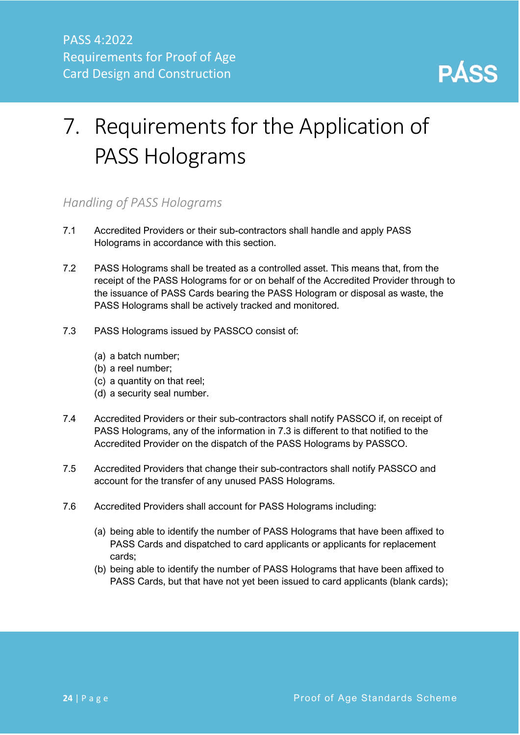# 7. Requirements for the Application of PASS Holograms

## *Handling of PASS Holograms*

7.1 Accredited Providers or their sub-contractors shall handle and apply PASS Holograms in accordance with this section.

7.2 PASS Holograms shall be treated as a controlled asset. This means that, from the receipt of the PASS Holograms for or on behalf of the Accredited Provider through to the issuance of PASS Cards bearing the PASS Hologram or disposal as waste, the PASS Holograms shall be actively tracked and monitored.

7.3 PASS Holograms issued by PASSCO consist of:

(a) a batch number;
(b) a reel number;
(c) a quantity on that reel;
(d) a security seal number.

7.4 Accredited Providers or their sub-contractors shall notify PASSCO if, on receipt of PASS Holograms, any of the information in 7.3 is different to that notified to the Accredited Provider on the dispatch of the PASS Holograms by PASSCO.

7.5 Accredited Providers that change their sub-contractors shall notify PASSCO and account for the transfer of any unused PASS Holograms.

7.6 Accredited Providers shall account for PASS Holograms including:

(a) being able to identify the number of PASS Holograms that have been affixed to PASS Cards and dispatched to card applicants or applicants for replacement cards;
(b) being able to identify the number of PASS Holograms that have been affixed to PASS Cards, but that have not yet been issued to card applicants (blank cards);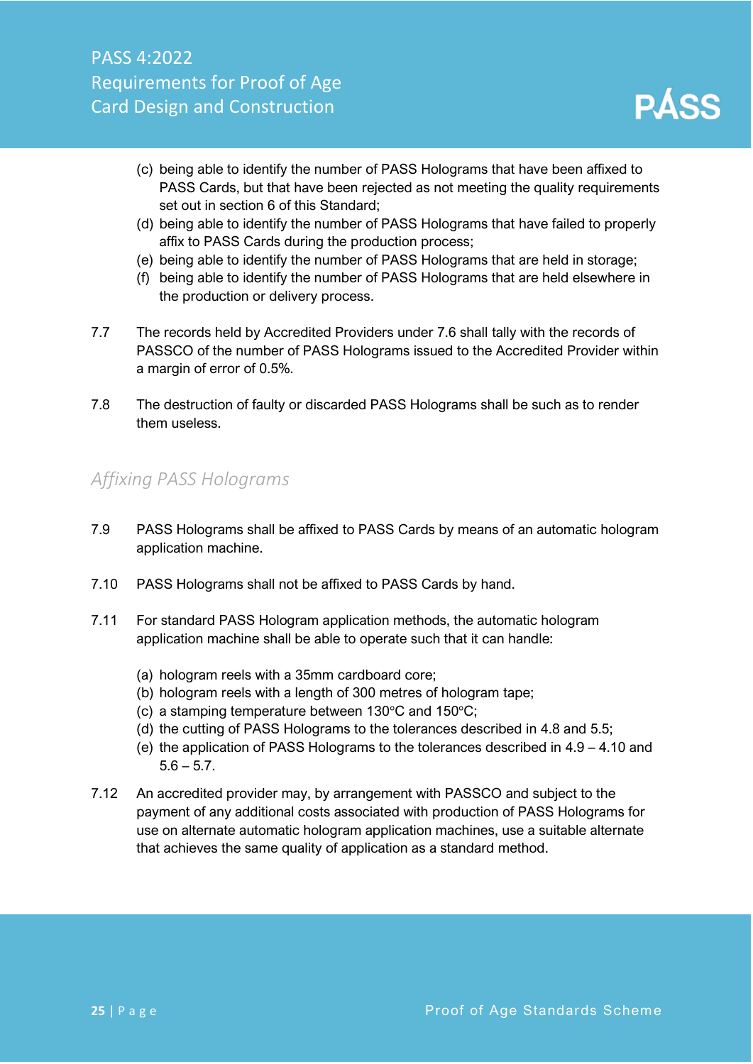(c) being able to identify the number of PASS Holograms that have been affixed to PASS Cards, but that have been rejected as not meeting the quality requirements set out in section 6 of this Standard;
(d) being able to identify the number of PASS Holograms that have failed to properly affix to PASS Cards during the production process;
(e) being able to identify the number of PASS Holograms that are held in storage;
(f) being able to identify the number of PASS Holograms that are held elsewhere in the production or delivery process.

7.7 The records held by Accredited Providers under 7.6 shall tally with the records of PASSCO of the number of PASS Holograms issued to the Accredited Provider within a margin of error of 0.5%.

7.8 The destruction of faulty or discarded PASS Holograms shall be such as to render them useless.

## *Affixing PASS Holograms*

7.9 PASS Holograms shall be affixed to PASS Cards by means of an automatic hologram application machine.

7.10 PASS Holograms shall not be affixed to PASS Cards by hand.

7.11 For standard PASS Hologram application methods, the automatic hologram application machine shall be able to operate such that it can handle:

(a) hologram reels with a 35mm cardboard core;
(b) hologram reels with a length of 300 metres of hologram tape;
(c) a stamping temperature between 130°C and 150°C;
(d) the cutting of PASS Holograms to the tolerances described in 4.8 and 5.5;
(e) the application of PASS Holograms to the tolerances described in 4.9 – 4.10 and 5.6 – 5.7.

7.12 An accredited provider may, by arrangement with PASSCO and subject to the payment of any additional costs associated with production of PASS Holograms for use on alternate automatic hologram application machines, use a suitable alternate that achieves the same quality of application as a standard method.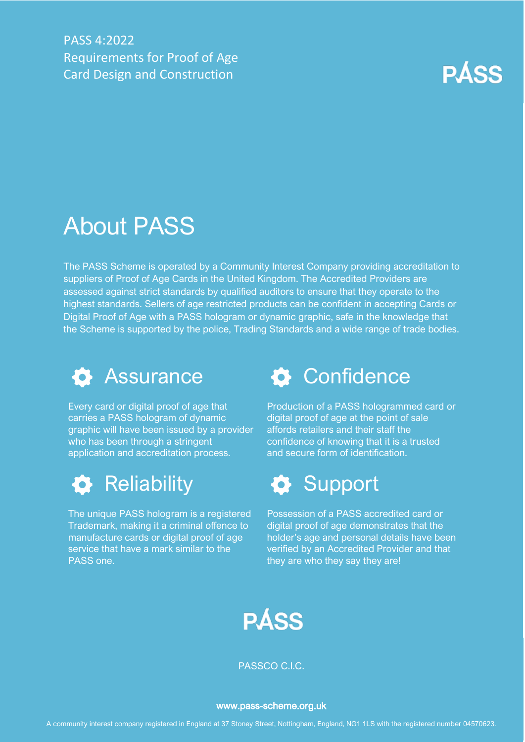PASS 4:2022
Requirements for Proof of Age
Card Design and Construction

PASS

# About PASS

The PASS Scheme is operated by a Community Interest Company providing accreditation to suppliers of Proof of Age Cards in the United Kingdom. The Accredited Providers are assessed against strict standards by qualified auditors to ensure that they operate to the highest standards. Sellers of age restricted products can be confident in accepting Cards or Digital Proof of Age with a PASS hologram or dynamic graphic, safe in the knowledge that the Scheme is supported by the police, Trading Standards and a wide range of trade bodies.

## Assurance

Every card or digital proof of age that carries a PASS hologram of dynamic graphic will have been issued by a provider who has been through a stringent application and accreditation process.

## Confidence

Production of a PASS hologrammed card or digital proof of age at the point of sale affords retailers and their staff the confidence of knowing that it is a trusted and secure form of identification.

## Reliability

The unique PASS hologram is a registered Trademark, making it a criminal offence to manufacture cards or digital proof of age service that have a mark similar to the PASS one.

## Support

Possession of a PASS accredited card or digital proof of age demonstrates that the holder's age and personal details have been verified by an Accredited Provider and that they are who they say they are!

PASS

PASSCO C.I.C.

www.pass-scheme.org.uk

A community interest company registered in England at 37 Stoney Street, Nottingham, England, NG1 1LS with the registered number 04570623.